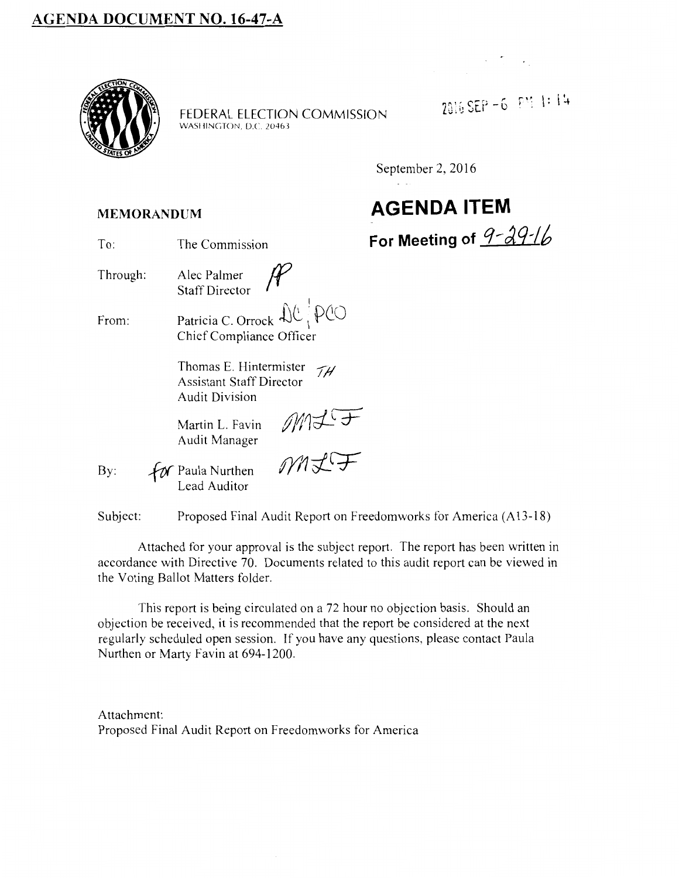# AGENDA DOCUMENT NO. 16-47-A

FEDERAL ELECTION COMMISSION
WASHINGTON, D.C. 20463

2016 SEP -6 PM 1:14

September 2, 2016

**AGENDA ITEM**

**For Meeting of 9-29-16**

**MEMORANDUM**

To: The Commission

Through: Alec Palmer
Staff Director

From: Patricia C. Orrock
Chief Compliance Officer

Thomas E. Hintermister
Assistant Staff Director
Audit Division

Martin L. Favin
Audit Manager

By: for Paula Nurthen
Lead Auditor

Subject: Proposed Final Audit Report on Freedomworks for America (A13-18)

Attached for your approval is the subject report. The report has been written in accordance with Directive 70. Documents related to this audit report can be viewed in the Voting Ballot Matters folder.

This report is being circulated on a 72 hour no objection basis. Should an objection be received, it is recommended that the report be considered at the next regularly scheduled open session. If you have any questions, please contact Paula Nurthen or Marty Favin at 694-1200.

Attachment:
Proposed Final Audit Report on Freedomworks for America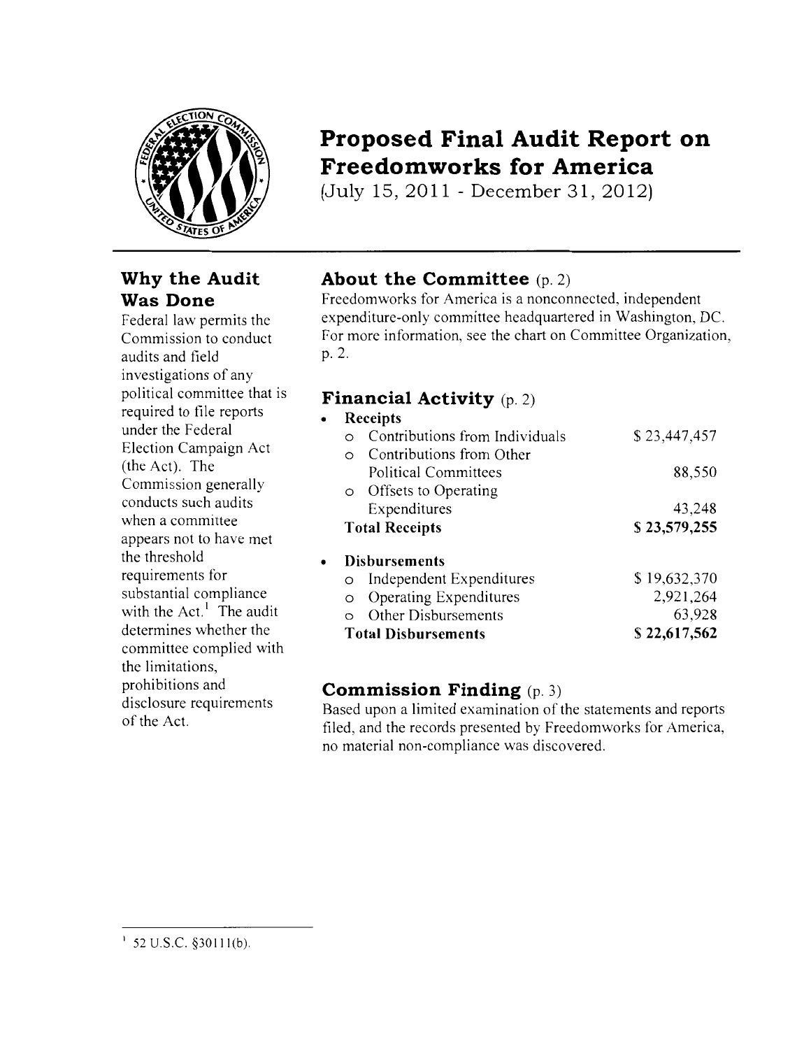# Proposed Final Audit Report on Freedomworks for America

(July 15, 2011 - December 31, 2012)

## Why the Audit Was Done

Federal law permits the Commission to conduct audits and field investigations of any political committee that is required to file reports under the Federal Election Campaign Act (the Act). The Commission generally conducts such audits when a committee appears not to have met the threshold requirements for substantial compliance with the Act.[1] The audit determines whether the committee complied with the limitations, prohibitions and disclosure requirements of the Act.

## About the Committee (p. 2)

Freedomworks for America is a nonconnected, independent expenditure-only committee headquartered in Washington, DC. For more information, see the chart on Committee Organization, p. 2.

## Financial Activity (p. 2)

| | |
|---|---|
| **Receipts** | |
| Contributions from Individuals | $ 23,447,457 |
| Contributions from Other Political Committees | 88,550 |
| Offsets to Operating Expenditures | 43,248 |
| **Total Receipts** | **$ 23,579,255** |
| **Disbursements** | |
| Independent Expenditures | $ 19,632,370 |
| Operating Expenditures | 2,921,264 |
| Other Disbursements | 63,928 |
| **Total Disbursements** | **$ 22,617,562** |

## Commission Finding (p. 3)

Based upon a limited examination of the statements and reports filed, and the records presented by Freedomworks for America, no material non-compliance was discovered.

[1] 52 U.S.C. §30111(b).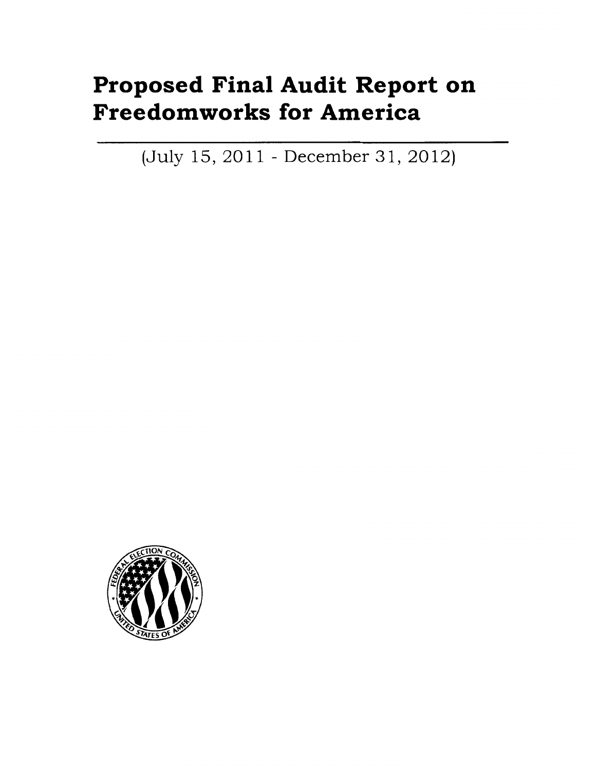# Proposed Final Audit Report on Freedomworks for America

(July 15, 2011 - December 31, 2012)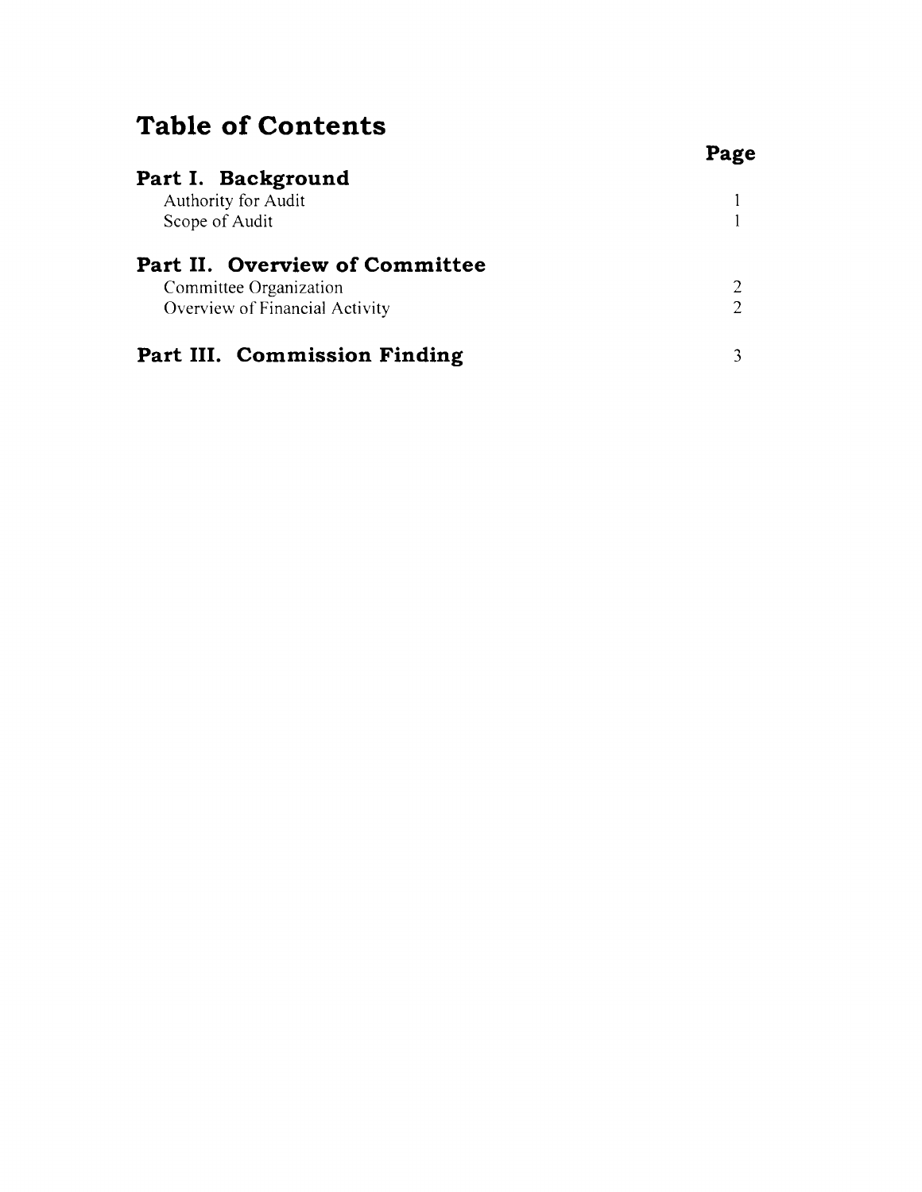# Table of Contents

| | Page |
|---|---|
| **Part I. Background** | |
| Authority for Audit | 1 |
| Scope of Audit | 1 |
| **Part II. Overview of Committee** | |
| Committee Organization | 2 |
| Overview of Financial Activity | 2 |
| **Part III. Commission Finding** | 3 |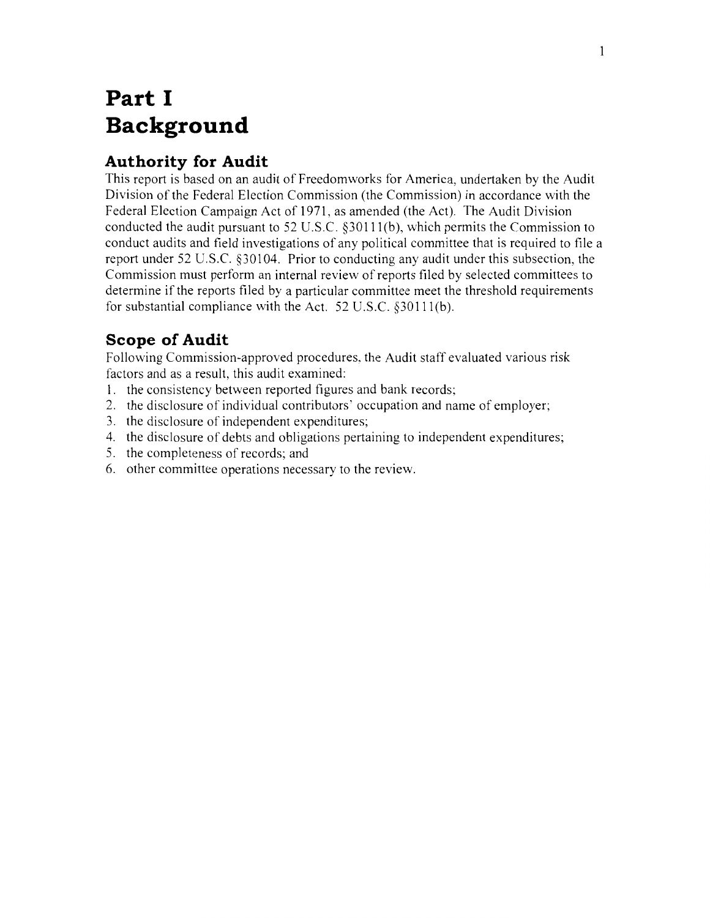# Part I
# Background

## Authority for Audit

This report is based on an audit of Freedomworks for America, undertaken by the Audit Division of the Federal Election Commission (the Commission) in accordance with the Federal Election Campaign Act of 1971, as amended (the Act). The Audit Division conducted the audit pursuant to 52 U.S.C. §30111(b), which permits the Commission to conduct audits and field investigations of any political committee that is required to file a report under 52 U.S.C. §30104. Prior to conducting any audit under this subsection, the Commission must perform an internal review of reports filed by selected committees to determine if the reports filed by a particular committee meet the threshold requirements for substantial compliance with the Act. 52 U.S.C. §30111(b).

## Scope of Audit

Following Commission-approved procedures, the Audit staff evaluated various risk factors and as a result, this audit examined:

1. the consistency between reported figures and bank records;
2. the disclosure of individual contributors' occupation and name of employer;
3. the disclosure of independent expenditures;
4. the disclosure of debts and obligations pertaining to independent expenditures;
5. the completeness of records; and
6. other committee operations necessary to the review.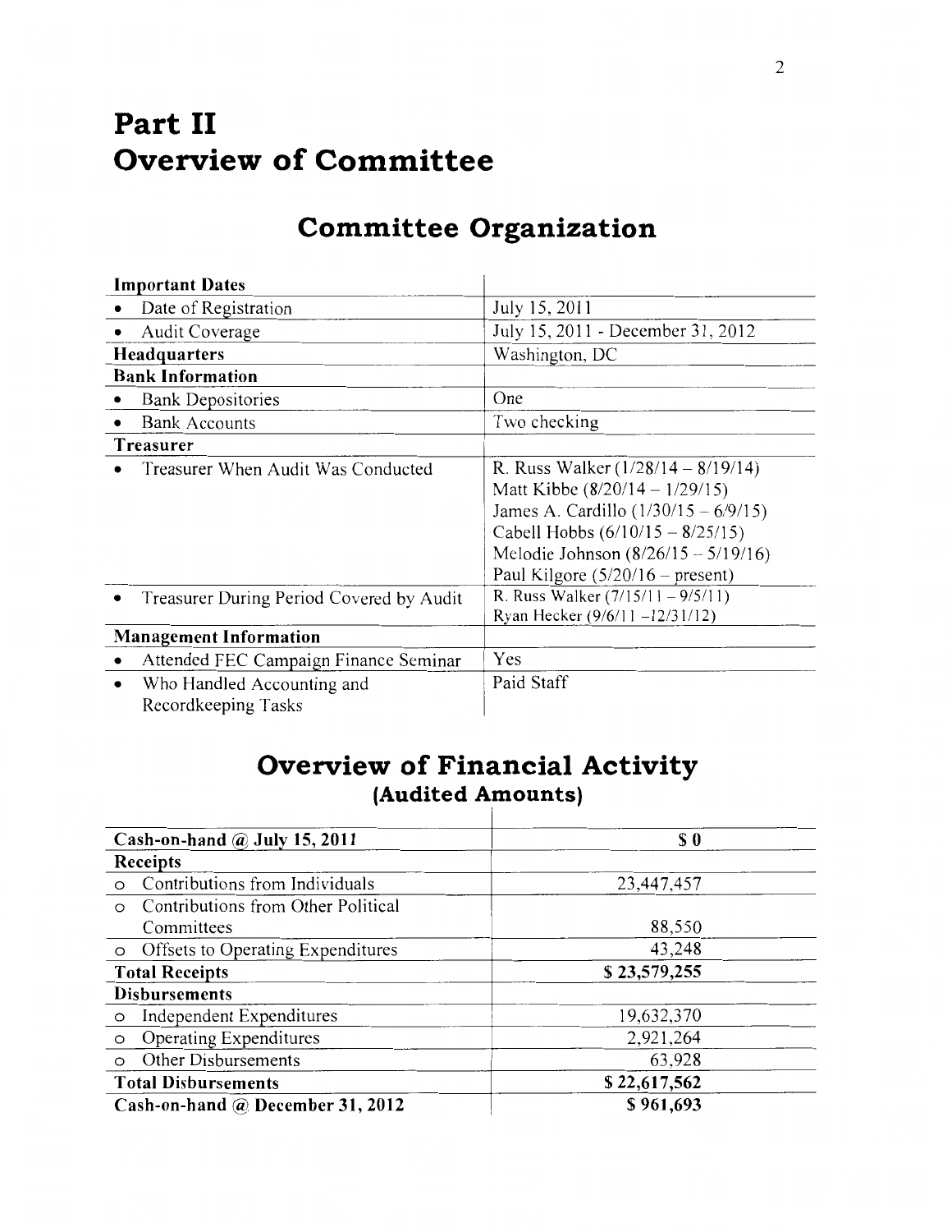# Part II
# Overview of Committee

## Committee Organization

| **Important Dates** | |
|---|---|
| • Date of Registration | July 15, 2011 |
| • Audit Coverage | July 15, 2011 - December 31, 2012 |
| **Headquarters** | Washington, DC |
| **Bank Information** | |
| • Bank Depositories | One |
| • Bank Accounts | Two checking |
| **Treasurer** | |
| • Treasurer When Audit Was Conducted | R. Russ Walker (1/28/14 – 8/19/14)<br>Matt Kibbe (8/20/14 – 1/29/15)<br>James A. Cardillo (1/30/15 – 6/9/15)<br>Cabell Hobbs (6/10/15 – 8/25/15)<br>Melodie Johnson (8/26/15 – 5/19/16)<br>Paul Kilgore (5/20/16 – present) |
| • Treasurer During Period Covered by Audit | R. Russ Walker (7/15/11 – 9/5/11)<br>Ryan Hecker (9/6/11 –12/31/12) |
| **Management Information** | |
| • Attended FEC Campaign Finance Seminar | Yes |
| • Who Handled Accounting and Recordkeeping Tasks | Paid Staff |

## Overview of Financial Activity
### (Audited Amounts)

| **Cash-on-hand @ July 15, 2011** | **$ 0** |
|---|---|
| **Receipts** | |
| ○ Contributions from Individuals | 23,447,457 |
| ○ Contributions from Other Political Committees | 88,550 |
| ○ Offsets to Operating Expenditures | 43,248 |
| **Total Receipts** | **$ 23,579,255** |
| **Disbursements** | |
| ○ Independent Expenditures | 19,632,370 |
| ○ Operating Expenditures | 2,921,264 |
| ○ Other Disbursements | 63,928 |
| **Total Disbursements** | **$ 22,617,562** |
| **Cash-on-hand @ December 31, 2012** | **$ 961,693** |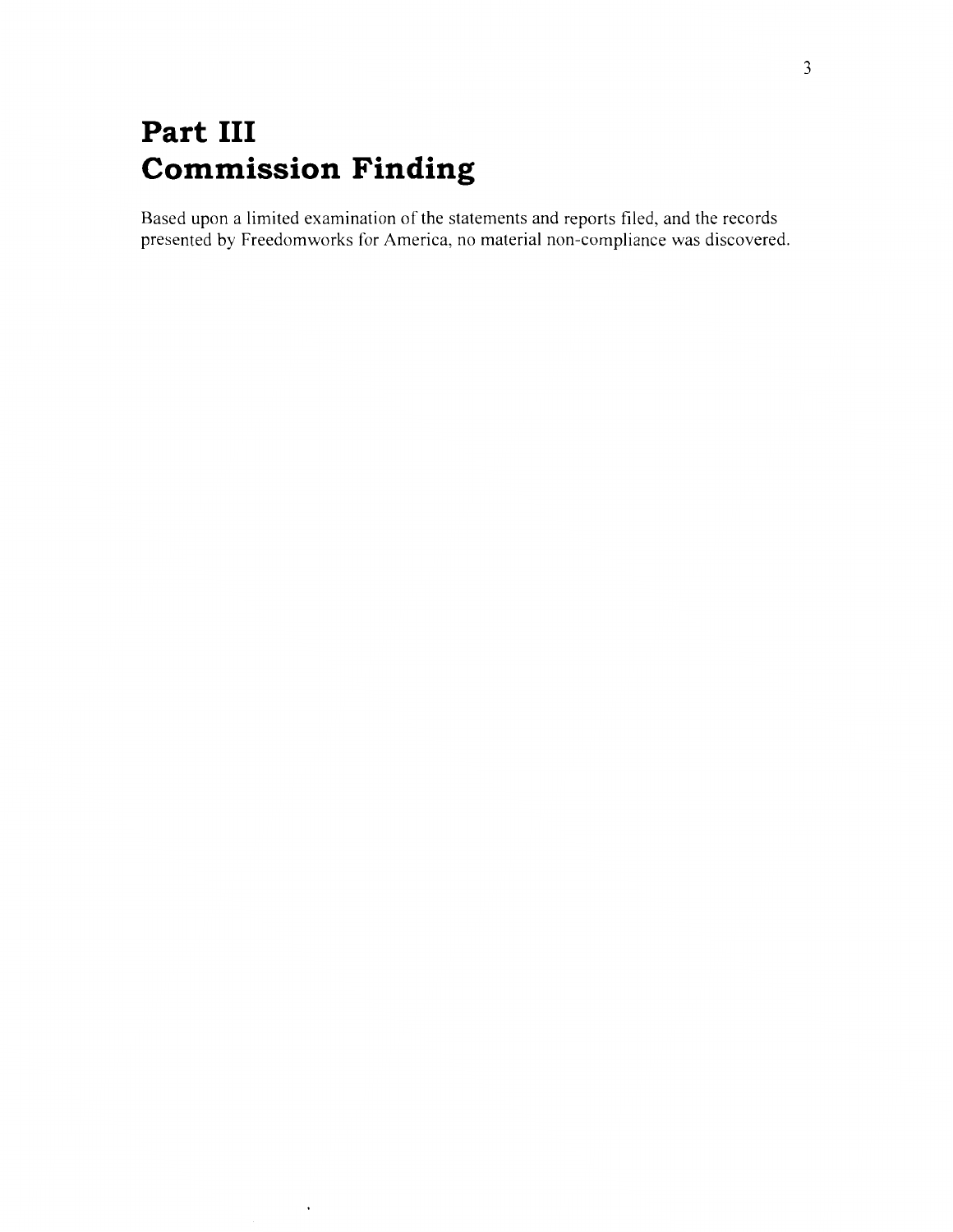# Part III
# Commission Finding

Based upon a limited examination of the statements and reports filed, and the records presented by Freedomworks for America, no material non-compliance was discovered.